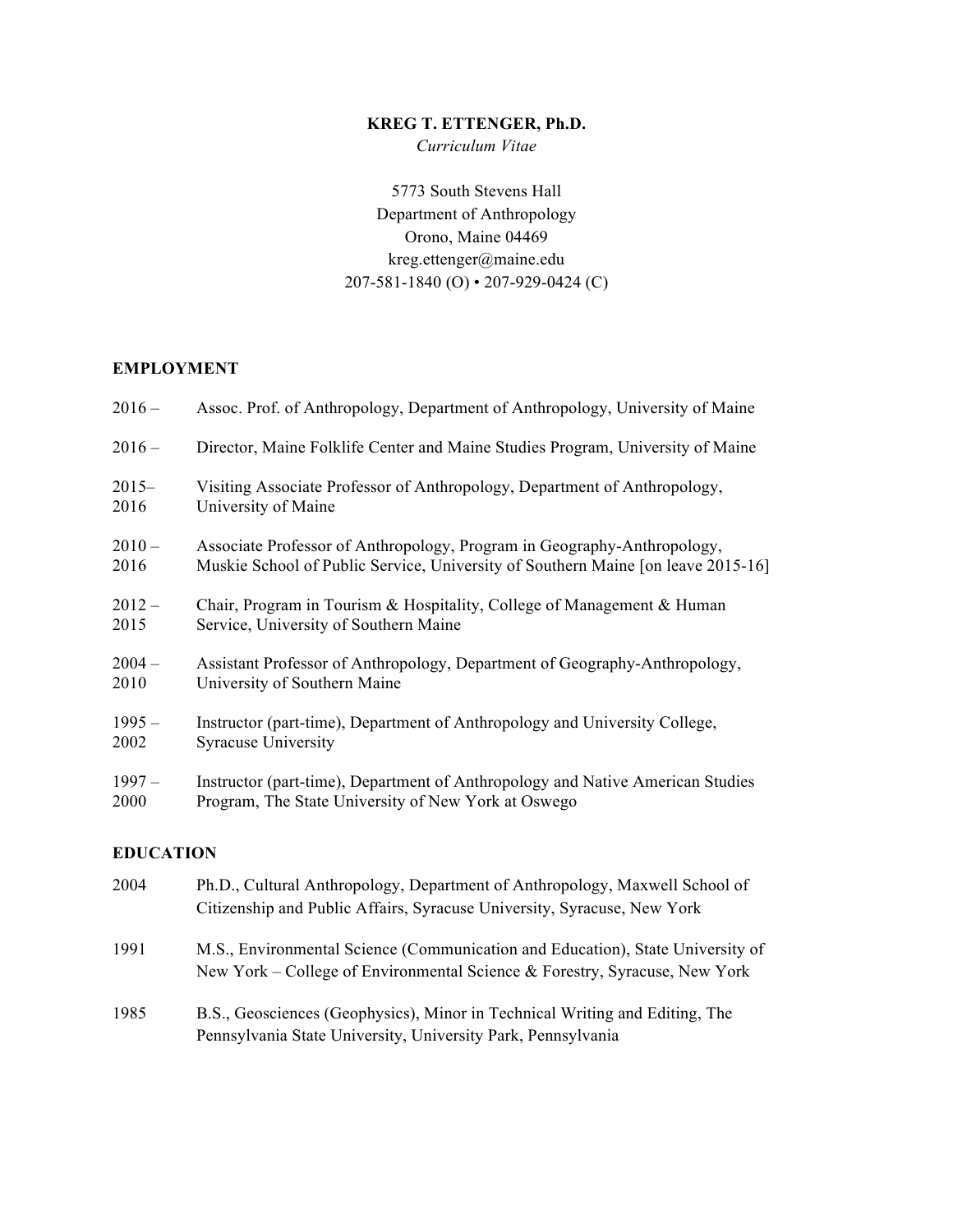# KREG T. ETTENGER, Ph.D.

*Curriculum Vitae*

5773 South Stevens Hall
Department of Anthropology
Orono, Maine 04469
kreg.ettenger@maine.edu
207-581-1840 (O) • 207-929-0424 (C)

## EMPLOYMENT

2016 – Assoc. Prof. of Anthropology, Department of Anthropology, University of Maine

2016 – Director, Maine Folklife Center and Maine Studies Program, University of Maine

2015– 2016 Visiting Associate Professor of Anthropology, Department of Anthropology, University of Maine

2010 – 2016 Associate Professor of Anthropology, Program in Geography-Anthropology, Muskie School of Public Service, University of Southern Maine [on leave 2015-16]

2012 – 2015 Chair, Program in Tourism & Hospitality, College of Management & Human Service, University of Southern Maine

2004 – 2010 Assistant Professor of Anthropology, Department of Geography-Anthropology, University of Southern Maine

1995 – 2002 Instructor (part-time), Department of Anthropology and University College, Syracuse University

1997 – 2000 Instructor (part-time), Department of Anthropology and Native American Studies Program, The State University of New York at Oswego

## EDUCATION

2004 Ph.D., Cultural Anthropology, Department of Anthropology, Maxwell School of Citizenship and Public Affairs, Syracuse University, Syracuse, New York

1991 M.S., Environmental Science (Communication and Education), State University of New York – College of Environmental Science & Forestry, Syracuse, New York

1985 B.S., Geosciences (Geophysics), Minor in Technical Writing and Editing, The Pennsylvania State University, University Park, Pennsylvania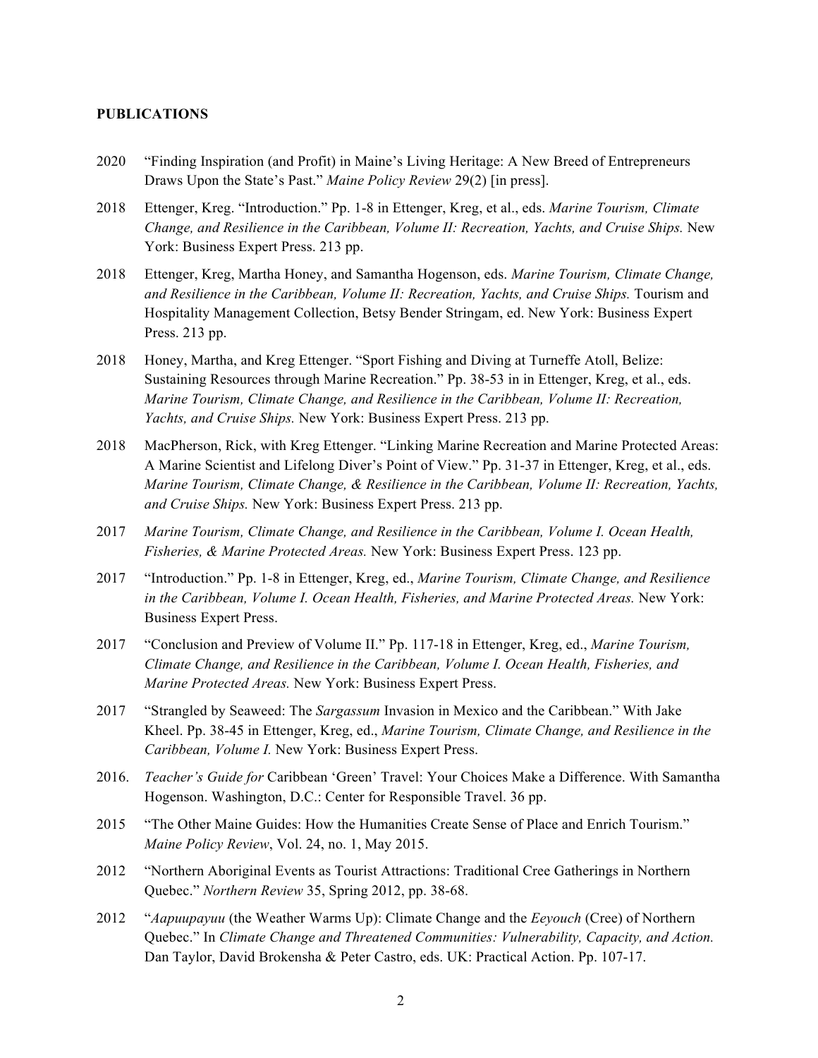**PUBLICATIONS**

2020 "Finding Inspiration (and Profit) in Maine's Living Heritage: A New Breed of Entrepreneurs Draws Upon the State's Past." *Maine Policy Review* 29(2) [in press].

2018 Ettenger, Kreg. "Introduction." Pp. 1-8 in Ettenger, Kreg, et al., eds. *Marine Tourism, Climate Change, and Resilience in the Caribbean, Volume II: Recreation, Yachts, and Cruise Ships.* New York: Business Expert Press. 213 pp.

2018 Ettenger, Kreg, Martha Honey, and Samantha Hogenson, eds. *Marine Tourism, Climate Change, and Resilience in the Caribbean, Volume II: Recreation, Yachts, and Cruise Ships.* Tourism and Hospitality Management Collection, Betsy Bender Stringam, ed. New York: Business Expert Press. 213 pp.

2018 Honey, Martha, and Kreg Ettenger. "Sport Fishing and Diving at Turneffe Atoll, Belize: Sustaining Resources through Marine Recreation." Pp. 38-53 in in Ettenger, Kreg, et al., eds. *Marine Tourism, Climate Change, and Resilience in the Caribbean, Volume II: Recreation, Yachts, and Cruise Ships.* New York: Business Expert Press. 213 pp.

2018 MacPherson, Rick, with Kreg Ettenger. "Linking Marine Recreation and Marine Protected Areas: A Marine Scientist and Lifelong Diver's Point of View." Pp. 31-37 in Ettenger, Kreg, et al., eds. *Marine Tourism, Climate Change, & Resilience in the Caribbean, Volume II: Recreation, Yachts, and Cruise Ships.* New York: Business Expert Press. 213 pp.

2017 *Marine Tourism, Climate Change, and Resilience in the Caribbean, Volume I. Ocean Health, Fisheries, & Marine Protected Areas.* New York: Business Expert Press. 123 pp.

2017 "Introduction." Pp. 1-8 in Ettenger, Kreg, ed., *Marine Tourism, Climate Change, and Resilience in the Caribbean, Volume I. Ocean Health, Fisheries, and Marine Protected Areas.* New York: Business Expert Press.

2017 "Conclusion and Preview of Volume II." Pp. 117-18 in Ettenger, Kreg, ed., *Marine Tourism, Climate Change, and Resilience in the Caribbean, Volume I. Ocean Health, Fisheries, and Marine Protected Areas.* New York: Business Expert Press.

2017 "Strangled by Seaweed: The *Sargassum* Invasion in Mexico and the Caribbean." With Jake Kheel. Pp. 38-45 in Ettenger, Kreg, ed., *Marine Tourism, Climate Change, and Resilience in the Caribbean, Volume I.* New York: Business Expert Press.

2016. *Teacher's Guide for* Caribbean 'Green' Travel: Your Choices Make a Difference. With Samantha Hogenson. Washington, D.C.: Center for Responsible Travel. 36 pp.

2015 "The Other Maine Guides: How the Humanities Create Sense of Place and Enrich Tourism." *Maine Policy Review*, Vol. 24, no. 1, May 2015.

2012 "Northern Aboriginal Events as Tourist Attractions: Traditional Cree Gatherings in Northern Quebec." *Northern Review* 35, Spring 2012, pp. 38-68.

2012 "*Aapuupayuu* (the Weather Warms Up): Climate Change and the *Eeyouch* (Cree) of Northern Quebec." In *Climate Change and Threatened Communities: Vulnerability, Capacity, and Action.* Dan Taylor, David Brokensha & Peter Castro, eds. UK: Practical Action. Pp. 107-17.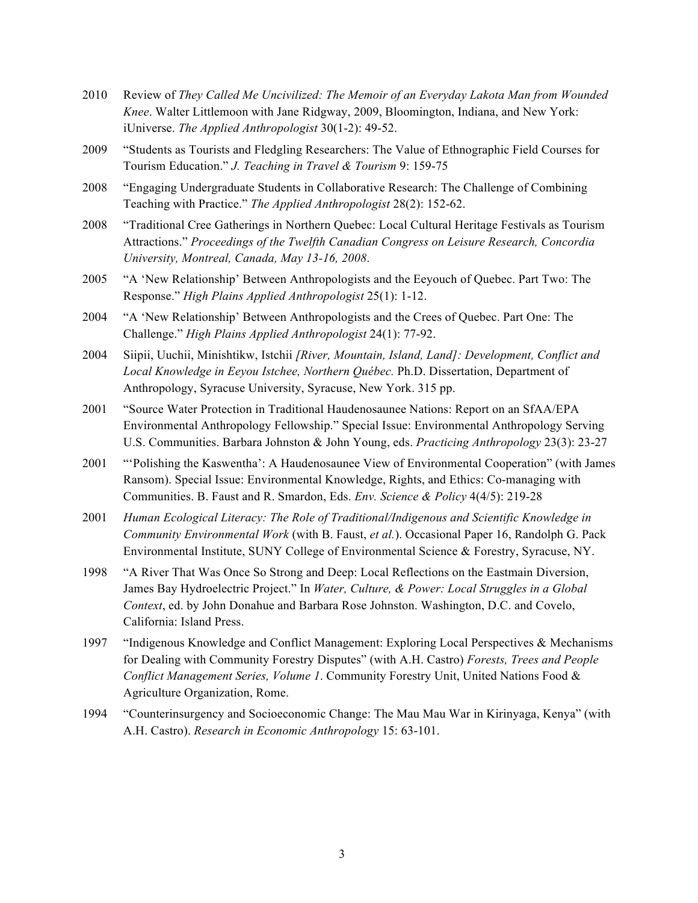2010 Review of *They Called Me Uncivilized: The Memoir of an Everyday Lakota Man from Wounded Knee*. Walter Littlemoon with Jane Ridgway, 2009, Bloomington, Indiana, and New York: iUniverse. *The Applied Anthropologist* 30(1-2): 49-52.

2009 "Students as Tourists and Fledgling Researchers: The Value of Ethnographic Field Courses for Tourism Education." *J. Teaching in Travel & Tourism* 9: 159-75

2008 "Engaging Undergraduate Students in Collaborative Research: The Challenge of Combining Teaching with Practice." *The Applied Anthropologist* 28(2): 152-62.

2008 "Traditional Cree Gatherings in Northern Quebec: Local Cultural Heritage Festivals as Tourism Attractions." *Proceedings of the Twelfth Canadian Congress on Leisure Research, Concordia University, Montreal, Canada, May 13-16, 2008*.

2005 "A 'New Relationship' Between Anthropologists and the Eeyouch of Quebec. Part Two: The Response." *High Plains Applied Anthropologist* 25(1): 1-12.

2004 "A 'New Relationship' Between Anthropologists and the Crees of Quebec. Part One: The Challenge." *High Plains Applied Anthropologist* 24(1): 77-92.

2004 Siipii, Uuchii, Minishtikw, Istchii *[River, Mountain, Island, Land]: Development, Conflict and Local Knowledge in Eeyou Istchee, Northern Québec.* Ph.D. Dissertation, Department of Anthropology, Syracuse University, Syracuse, New York. 315 pp.

2001 "Source Water Protection in Traditional Haudenosaunee Nations: Report on an SfAA/EPA Environmental Anthropology Fellowship." Special Issue: Environmental Anthropology Serving U.S. Communities. Barbara Johnston & John Young, eds. *Practicing Anthropology* 23(3): 23-27

2001 "'Polishing the Kaswentha': A Haudenosaunee View of Environmental Cooperation" (with James Ransom). Special Issue: Environmental Knowledge, Rights, and Ethics: Co-managing with Communities. B. Faust and R. Smardon, Eds. *Env. Science & Policy* 4(4/5): 219-28

2001 *Human Ecological Literacy: The Role of Traditional/Indigenous and Scientific Knowledge in Community Environmental Work* (with B. Faust, *et al.*). Occasional Paper 16, Randolph G. Pack Environmental Institute, SUNY College of Environmental Science & Forestry, Syracuse, NY.

1998 "A River That Was Once So Strong and Deep: Local Reflections on the Eastmain Diversion, James Bay Hydroelectric Project." In *Water, Culture, & Power: Local Struggles in a Global Context*, ed. by John Donahue and Barbara Rose Johnston. Washington, D.C. and Covelo, California: Island Press.

1997 "Indigenous Knowledge and Conflict Management: Exploring Local Perspectives & Mechanisms for Dealing with Community Forestry Disputes" (with A.H. Castro) *Forests, Trees and People Conflict Management Series, Volume 1*. Community Forestry Unit, United Nations Food & Agriculture Organization, Rome.

1994 "Counterinsurgency and Socioeconomic Change: The Mau Mau War in Kirinyaga, Kenya" (with A.H. Castro). *Research in Economic Anthropology* 15: 63-101.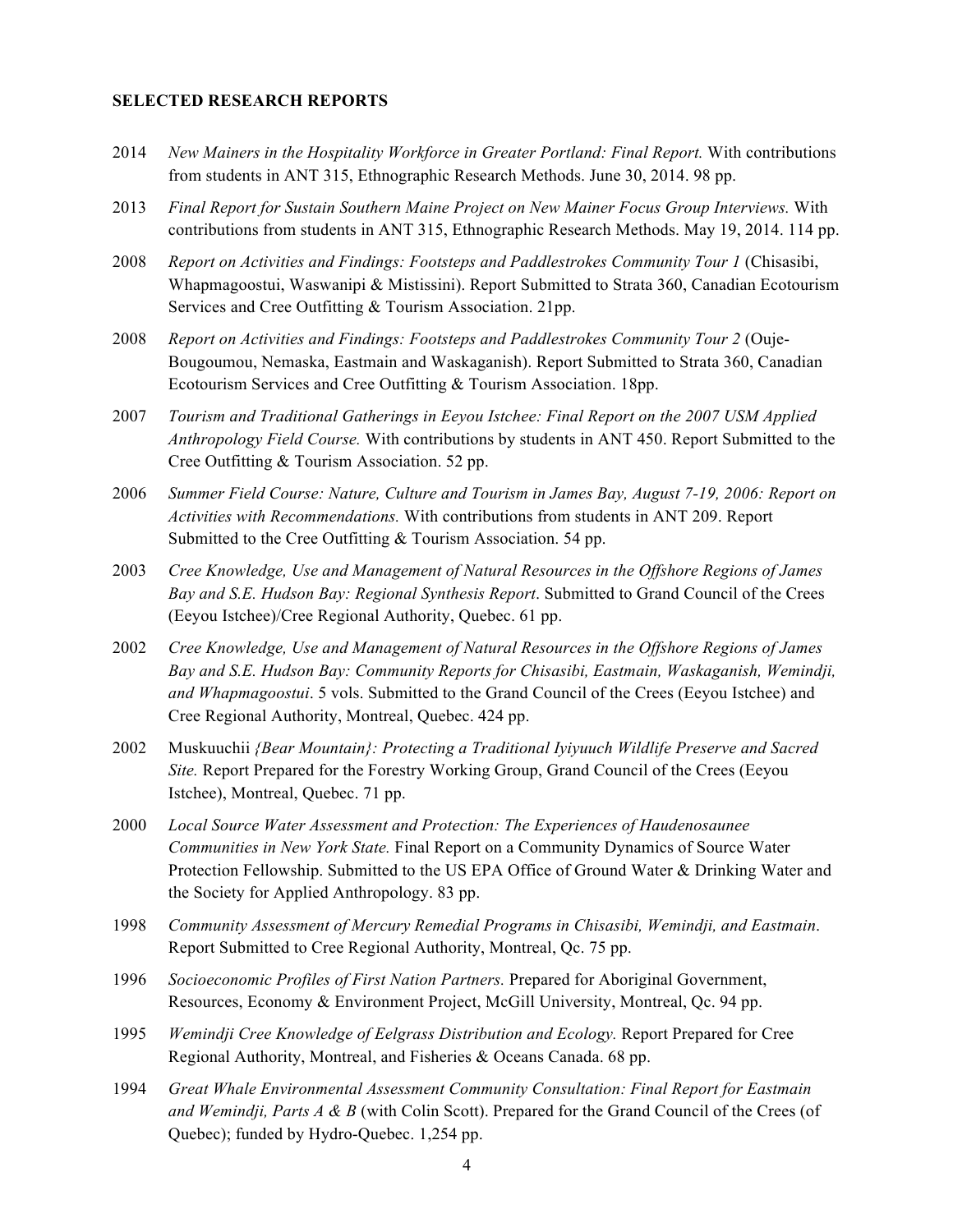**SELECTED RESEARCH REPORTS**

2014 *New Mainers in the Hospitality Workforce in Greater Portland: Final Report.* With contributions from students in ANT 315, Ethnographic Research Methods. June 30, 2014. 98 pp.

2013 *Final Report for Sustain Southern Maine Project on New Mainer Focus Group Interviews.* With contributions from students in ANT 315, Ethnographic Research Methods. May 19, 2014. 114 pp.

2008 *Report on Activities and Findings: Footsteps and Paddlestrokes Community Tour 1* (Chisasibi, Whapmagoostui, Waswanipi & Mistissini). Report Submitted to Strata 360, Canadian Ecotourism Services and Cree Outfitting & Tourism Association. 21pp.

2008 *Report on Activities and Findings: Footsteps and Paddlestrokes Community Tour 2* (Ouje-Bougoumou, Nemaska, Eastmain and Waskaganish). Report Submitted to Strata 360, Canadian Ecotourism Services and Cree Outfitting & Tourism Association. 18pp.

2007 *Tourism and Traditional Gatherings in Eeyou Istchee: Final Report on the 2007 USM Applied Anthropology Field Course.* With contributions by students in ANT 450. Report Submitted to the Cree Outfitting & Tourism Association. 52 pp.

2006 *Summer Field Course: Nature, Culture and Tourism in James Bay, August 7-19, 2006: Report on Activities with Recommendations.* With contributions from students in ANT 209. Report Submitted to the Cree Outfitting & Tourism Association. 54 pp.

2003 *Cree Knowledge, Use and Management of Natural Resources in the Offshore Regions of James Bay and S.E. Hudson Bay: Regional Synthesis Report*. Submitted to Grand Council of the Crees (Eeyou Istchee)/Cree Regional Authority, Quebec. 61 pp.

2002 *Cree Knowledge, Use and Management of Natural Resources in the Offshore Regions of James Bay and S.E. Hudson Bay: Community Reports for Chisasibi, Eastmain, Waskaganish, Wemindji, and Whapmagoostui*. 5 vols. Submitted to the Grand Council of the Crees (Eeyou Istchee) and Cree Regional Authority, Montreal, Quebec. 424 pp.

2002 Muskuuchii *{Bear Mountain}: Protecting a Traditional Iyiyuuch Wildlife Preserve and Sacred Site.* Report Prepared for the Forestry Working Group, Grand Council of the Crees (Eeyou Istchee), Montreal, Quebec. 71 pp.

2000 *Local Source Water Assessment and Protection: The Experiences of Haudenosaunee Communities in New York State.* Final Report on a Community Dynamics of Source Water Protection Fellowship. Submitted to the US EPA Office of Ground Water & Drinking Water and the Society for Applied Anthropology. 83 pp.

1998 *Community Assessment of Mercury Remedial Programs in Chisasibi, Wemindji, and Eastmain*. Report Submitted to Cree Regional Authority, Montreal, Qc. 75 pp.

1996 *Socioeconomic Profiles of First Nation Partners.* Prepared for Aboriginal Government, Resources, Economy & Environment Project, McGill University, Montreal, Qc. 94 pp.

1995 *Wemindji Cree Knowledge of Eelgrass Distribution and Ecology.* Report Prepared for Cree Regional Authority, Montreal, and Fisheries & Oceans Canada. 68 pp.

1994 *Great Whale Environmental Assessment Community Consultation: Final Report for Eastmain and Wemindji, Parts A & B* (with Colin Scott). Prepared for the Grand Council of the Crees (of Quebec); funded by Hydro-Quebec. 1,254 pp.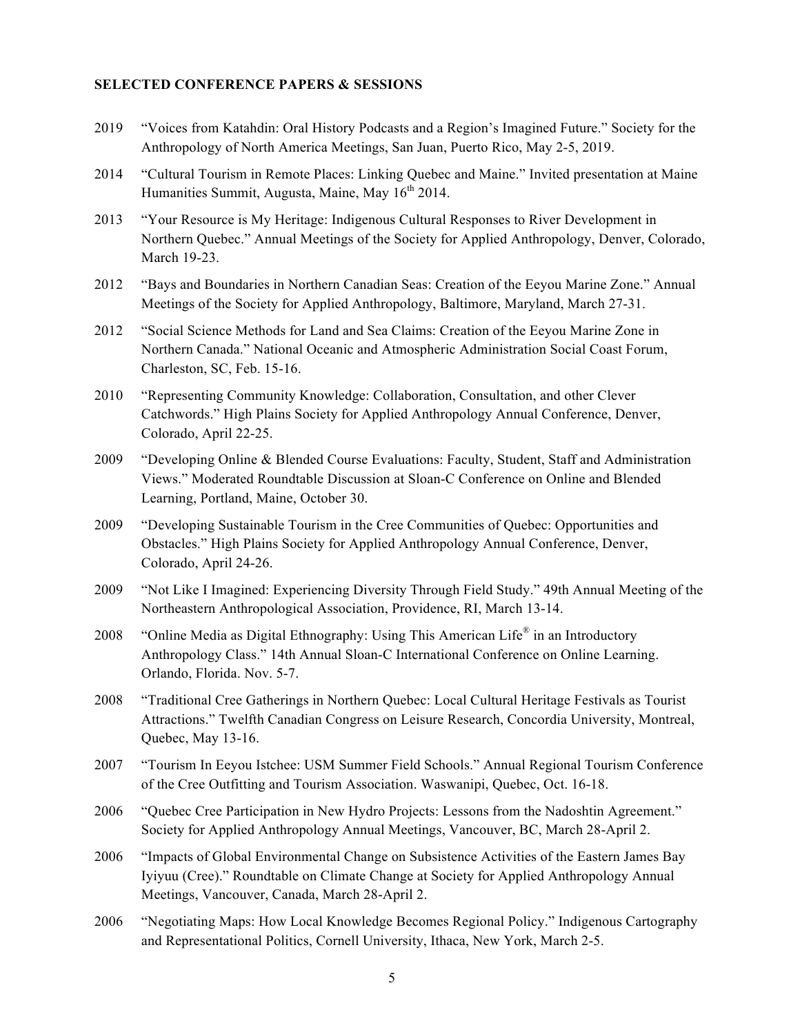**SELECTED CONFERENCE PAPERS & SESSIONS**

2019 "Voices from Katahdin: Oral History Podcasts and a Region's Imagined Future." Society for the Anthropology of North America Meetings, San Juan, Puerto Rico, May 2-5, 2019.

2014 "Cultural Tourism in Remote Places: Linking Quebec and Maine." Invited presentation at Maine Humanities Summit, Augusta, Maine, May 16th 2014.

2013 "Your Resource is My Heritage: Indigenous Cultural Responses to River Development in Northern Quebec." Annual Meetings of the Society for Applied Anthropology, Denver, Colorado, March 19-23.

2012 "Bays and Boundaries in Northern Canadian Seas: Creation of the Eeyou Marine Zone." Annual Meetings of the Society for Applied Anthropology, Baltimore, Maryland, March 27-31.

2012 "Social Science Methods for Land and Sea Claims: Creation of the Eeyou Marine Zone in Northern Canada." National Oceanic and Atmospheric Administration Social Coast Forum, Charleston, SC, Feb. 15-16.

2010 "Representing Community Knowledge: Collaboration, Consultation, and other Clever Catchwords." High Plains Society for Applied Anthropology Annual Conference, Denver, Colorado, April 22-25.

2009 "Developing Online & Blended Course Evaluations: Faculty, Student, Staff and Administration Views." Moderated Roundtable Discussion at Sloan-C Conference on Online and Blended Learning, Portland, Maine, October 30.

2009 "Developing Sustainable Tourism in the Cree Communities of Quebec: Opportunities and Obstacles." High Plains Society for Applied Anthropology Annual Conference, Denver, Colorado, April 24-26.

2009 "Not Like I Imagined: Experiencing Diversity Through Field Study." 49th Annual Meeting of the Northeastern Anthropological Association, Providence, RI, March 13-14.

2008 "Online Media as Digital Ethnography: Using This American Life® in an Introductory Anthropology Class." 14th Annual Sloan-C International Conference on Online Learning. Orlando, Florida. Nov. 5-7.

2008 "Traditional Cree Gatherings in Northern Quebec: Local Cultural Heritage Festivals as Tourist Attractions." Twelfth Canadian Congress on Leisure Research, Concordia University, Montreal, Quebec, May 13-16.

2007 "Tourism In Eeyou Istchee: USM Summer Field Schools." Annual Regional Tourism Conference of the Cree Outfitting and Tourism Association. Waswanipi, Quebec, Oct. 16-18.

2006 "Quebec Cree Participation in New Hydro Projects: Lessons from the Nadoshtin Agreement." Society for Applied Anthropology Annual Meetings, Vancouver, BC, March 28-April 2.

2006 "Impacts of Global Environmental Change on Subsistence Activities of the Eastern James Bay Iyiyuu (Cree)." Roundtable on Climate Change at Society for Applied Anthropology Annual Meetings, Vancouver, Canada, March 28-April 2.

2006 "Negotiating Maps: How Local Knowledge Becomes Regional Policy." Indigenous Cartography and Representational Politics, Cornell University, Ithaca, New York, March 2-5.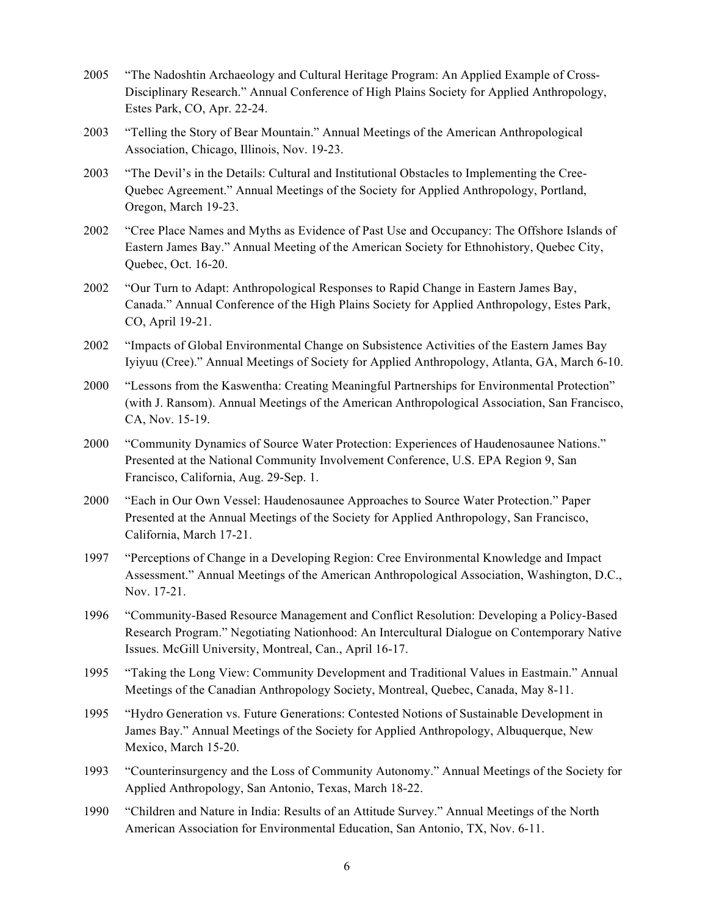2005 "The Nadoshtin Archaeology and Cultural Heritage Program: An Applied Example of Cross-Disciplinary Research." Annual Conference of High Plains Society for Applied Anthropology, Estes Park, CO, Apr. 22-24.

2003 "Telling the Story of Bear Mountain." Annual Meetings of the American Anthropological Association, Chicago, Illinois, Nov. 19-23.

2003 "The Devil's in the Details: Cultural and Institutional Obstacles to Implementing the Cree-Quebec Agreement." Annual Meetings of the Society for Applied Anthropology, Portland, Oregon, March 19-23.

2002 "Cree Place Names and Myths as Evidence of Past Use and Occupancy: The Offshore Islands of Eastern James Bay." Annual Meeting of the American Society for Ethnohistory, Quebec City, Quebec, Oct. 16-20.

2002 "Our Turn to Adapt: Anthropological Responses to Rapid Change in Eastern James Bay, Canada." Annual Conference of the High Plains Society for Applied Anthropology, Estes Park, CO, April 19-21.

2002 "Impacts of Global Environmental Change on Subsistence Activities of the Eastern James Bay Iyiyuu (Cree)." Annual Meetings of Society for Applied Anthropology, Atlanta, GA, March 6-10.

2000 "Lessons from the Kaswentha: Creating Meaningful Partnerships for Environmental Protection" (with J. Ransom). Annual Meetings of the American Anthropological Association, San Francisco, CA, Nov. 15-19.

2000 "Community Dynamics of Source Water Protection: Experiences of Haudenosaunee Nations." Presented at the National Community Involvement Conference, U.S. EPA Region 9, San Francisco, California, Aug. 29-Sep. 1.

2000 "Each in Our Own Vessel: Haudenosaunee Approaches to Source Water Protection." Paper Presented at the Annual Meetings of the Society for Applied Anthropology, San Francisco, California, March 17-21.

1997 "Perceptions of Change in a Developing Region: Cree Environmental Knowledge and Impact Assessment." Annual Meetings of the American Anthropological Association, Washington, D.C., Nov. 17-21.

1996 "Community-Based Resource Management and Conflict Resolution: Developing a Policy-Based Research Program." Negotiating Nationhood: An Intercultural Dialogue on Contemporary Native Issues. McGill University, Montreal, Can., April 16-17.

1995 "Taking the Long View: Community Development and Traditional Values in Eastmain." Annual Meetings of the Canadian Anthropology Society, Montreal, Quebec, Canada, May 8-11.

1995 "Hydro Generation vs. Future Generations: Contested Notions of Sustainable Development in James Bay." Annual Meetings of the Society for Applied Anthropology, Albuquerque, New Mexico, March 15-20.

1993 "Counterinsurgency and the Loss of Community Autonomy." Annual Meetings of the Society for Applied Anthropology, San Antonio, Texas, March 18-22.

1990 "Children and Nature in India: Results of an Attitude Survey." Annual Meetings of the North American Association for Environmental Education, San Antonio, TX, Nov. 6-11.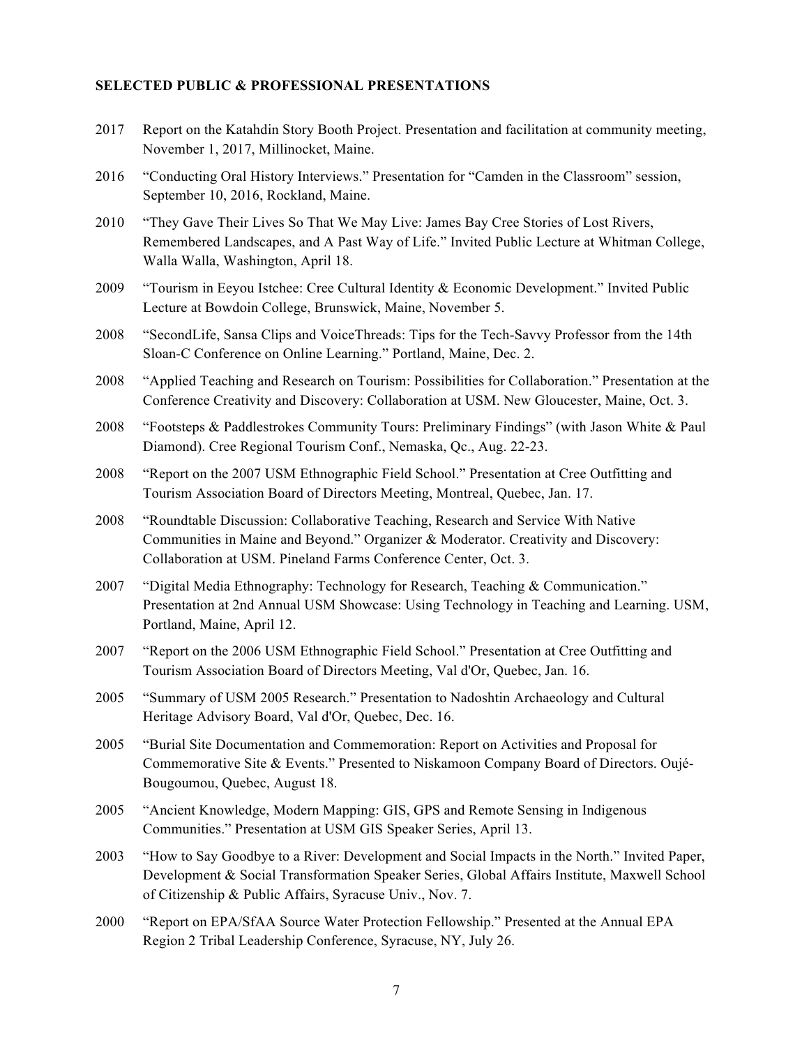**SELECTED PUBLIC & PROFESSIONAL PRESENTATIONS**

2017 Report on the Katahdin Story Booth Project. Presentation and facilitation at community meeting, November 1, 2017, Millinocket, Maine.

2016 "Conducting Oral History Interviews." Presentation for "Camden in the Classroom" session, September 10, 2016, Rockland, Maine.

2010 "They Gave Their Lives So That We May Live: James Bay Cree Stories of Lost Rivers, Remembered Landscapes, and A Past Way of Life." Invited Public Lecture at Whitman College, Walla Walla, Washington, April 18.

2009 "Tourism in Eeyou Istchee: Cree Cultural Identity & Economic Development." Invited Public Lecture at Bowdoin College, Brunswick, Maine, November 5.

2008 "SecondLife, Sansa Clips and VoiceThreads: Tips for the Tech-Savvy Professor from the 14th Sloan-C Conference on Online Learning." Portland, Maine, Dec. 2.

2008 "Applied Teaching and Research on Tourism: Possibilities for Collaboration." Presentation at the Conference Creativity and Discovery: Collaboration at USM. New Gloucester, Maine, Oct. 3.

2008 "Footsteps & Paddlestrokes Community Tours: Preliminary Findings" (with Jason White & Paul Diamond). Cree Regional Tourism Conf., Nemaska, Qc., Aug. 22-23.

2008 "Report on the 2007 USM Ethnographic Field School." Presentation at Cree Outfitting and Tourism Association Board of Directors Meeting, Montreal, Quebec, Jan. 17.

2008 "Roundtable Discussion: Collaborative Teaching, Research and Service With Native Communities in Maine and Beyond." Organizer & Moderator. Creativity and Discovery: Collaboration at USM. Pineland Farms Conference Center, Oct. 3.

2007 "Digital Media Ethnography: Technology for Research, Teaching & Communication." Presentation at 2nd Annual USM Showcase: Using Technology in Teaching and Learning. USM, Portland, Maine, April 12.

2007 "Report on the 2006 USM Ethnographic Field School." Presentation at Cree Outfitting and Tourism Association Board of Directors Meeting, Val d'Or, Quebec, Jan. 16.

2005 "Summary of USM 2005 Research." Presentation to Nadoshtin Archaeology and Cultural Heritage Advisory Board, Val d'Or, Quebec, Dec. 16.

2005 "Burial Site Documentation and Commemoration: Report on Activities and Proposal for Commemorative Site & Events." Presented to Niskamoon Company Board of Directors. Oujé-Bougoumou, Quebec, August 18.

2005 "Ancient Knowledge, Modern Mapping: GIS, GPS and Remote Sensing in Indigenous Communities." Presentation at USM GIS Speaker Series, April 13.

2003 "How to Say Goodbye to a River: Development and Social Impacts in the North." Invited Paper, Development & Social Transformation Speaker Series, Global Affairs Institute, Maxwell School of Citizenship & Public Affairs, Syracuse Univ., Nov. 7.

2000 "Report on EPA/SfAA Source Water Protection Fellowship." Presented at the Annual EPA Region 2 Tribal Leadership Conference, Syracuse, NY, July 26.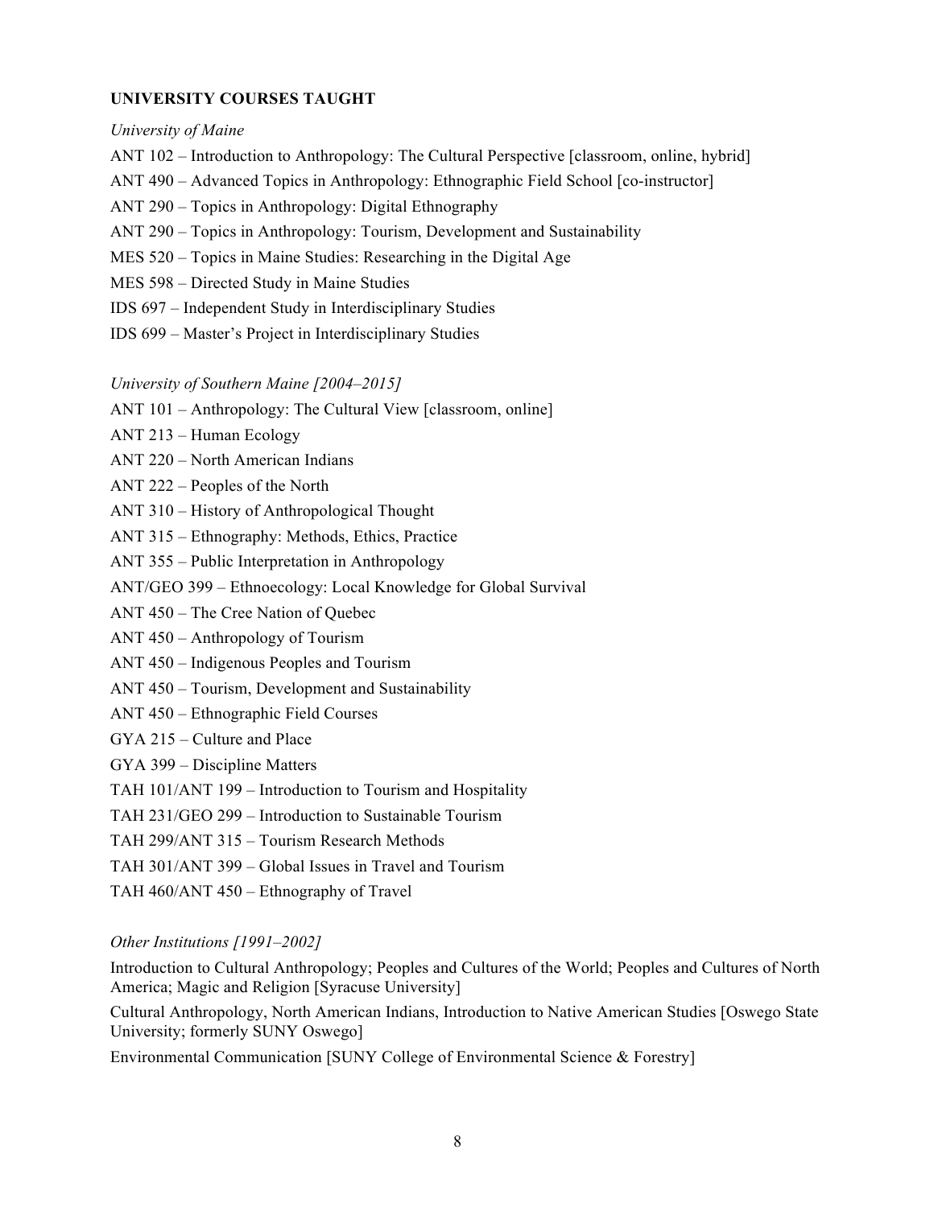## UNIVERSITY COURSES TAUGHT

*University of Maine*

ANT 102 – Introduction to Anthropology: The Cultural Perspective [classroom, online, hybrid]

ANT 490 – Advanced Topics in Anthropology: Ethnographic Field School [co-instructor]

ANT 290 – Topics in Anthropology: Digital Ethnography

ANT 290 – Topics in Anthropology: Tourism, Development and Sustainability

MES 520 – Topics in Maine Studies: Researching in the Digital Age

MES 598 – Directed Study in Maine Studies

IDS 697 – Independent Study in Interdisciplinary Studies

IDS 699 – Master's Project in Interdisciplinary Studies

*University of Southern Maine [2004–2015]*

ANT 101 – Anthropology: The Cultural View [classroom, online]

ANT 213 – Human Ecology

ANT 220 – North American Indians

ANT 222 – Peoples of the North

ANT 310 – History of Anthropological Thought

ANT 315 – Ethnography: Methods, Ethics, Practice

ANT 355 – Public Interpretation in Anthropology

ANT/GEO 399 – Ethnoecology: Local Knowledge for Global Survival

ANT 450 – The Cree Nation of Quebec

ANT 450 – Anthropology of Tourism

ANT 450 – Indigenous Peoples and Tourism

ANT 450 – Tourism, Development and Sustainability

ANT 450 – Ethnographic Field Courses

GYA 215 – Culture and Place

GYA 399 – Discipline Matters

TAH 101/ANT 199 – Introduction to Tourism and Hospitality

TAH 231/GEO 299 – Introduction to Sustainable Tourism

TAH 299/ANT 315 – Tourism Research Methods

TAH 301/ANT 399 – Global Issues in Travel and Tourism

TAH 460/ANT 450 – Ethnography of Travel

*Other Institutions [1991–2002]*

Introduction to Cultural Anthropology; Peoples and Cultures of the World; Peoples and Cultures of North America; Magic and Religion [Syracuse University]

Cultural Anthropology, North American Indians, Introduction to Native American Studies [Oswego State University; formerly SUNY Oswego]

Environmental Communication [SUNY College of Environmental Science & Forestry]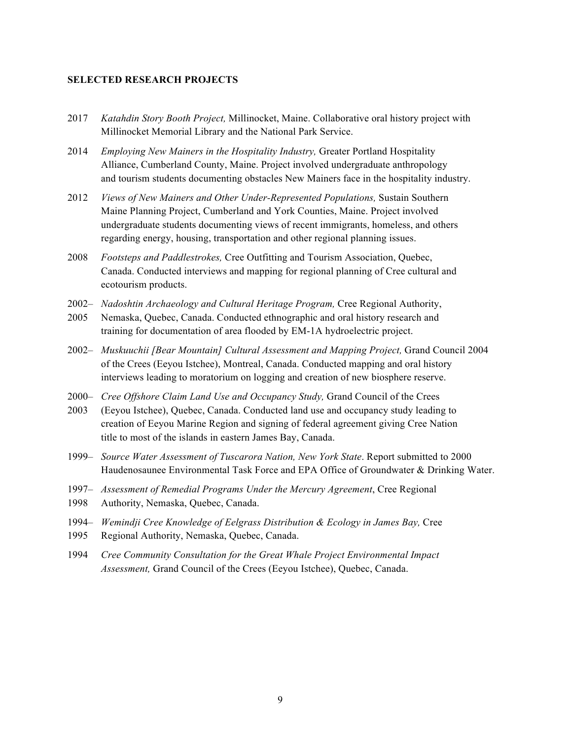**SELECTED RESEARCH PROJECTS**

2017 *Katahdin Story Booth Project,* Millinocket, Maine. Collaborative oral history project with Millinocket Memorial Library and the National Park Service.

2014 *Employing New Mainers in the Hospitality Industry,* Greater Portland Hospitality Alliance, Cumberland County, Maine. Project involved undergraduate anthropology and tourism students documenting obstacles New Mainers face in the hospitality industry.

2012 *Views of New Mainers and Other Under-Represented Populations,* Sustain Southern Maine Planning Project, Cumberland and York Counties, Maine. Project involved undergraduate students documenting views of recent immigrants, homeless, and others regarding energy, housing, transportation and other regional planning issues.

2008 *Footsteps and Paddlestrokes,* Cree Outfitting and Tourism Association, Quebec, Canada. Conducted interviews and mapping for regional planning of Cree cultural and ecotourism products.

2002–2005 *Nadoshtin Archaeology and Cultural Heritage Program,* Cree Regional Authority, Nemaska, Quebec, Canada. Conducted ethnographic and oral history research and training for documentation of area flooded by EM-1A hydroelectric project.

2002–2004 *Muskuuchii [Bear Mountain] Cultural Assessment and Mapping Project,* Grand Council of the Crees (Eeyou Istchee), Montreal, Canada. Conducted mapping and oral history interviews leading to moratorium on logging and creation of new biosphere reserve.

2000–2003 *Cree Offshore Claim Land Use and Occupancy Study,* Grand Council of the Crees (Eeyou Istchee), Quebec, Canada. Conducted land use and occupancy study leading to creation of Eeyou Marine Region and signing of federal agreement giving Cree Nation title to most of the islands in eastern James Bay, Canada.

1999–2000 *Source Water Assessment of Tuscarora Nation, New York State*. Report submitted to Haudenosaunee Environmental Task Force and EPA Office of Groundwater & Drinking Water.

1997–1998 *Assessment of Remedial Programs Under the Mercury Agreement*, Cree Regional Authority, Nemaska, Quebec, Canada.

1994–1995 *Wemindji Cree Knowledge of Eelgrass Distribution & Ecology in James Bay,* Cree Regional Authority, Nemaska, Quebec, Canada.

1994 *Cree Community Consultation for the Great Whale Project Environmental Impact Assessment,* Grand Council of the Crees (Eeyou Istchee), Quebec, Canada.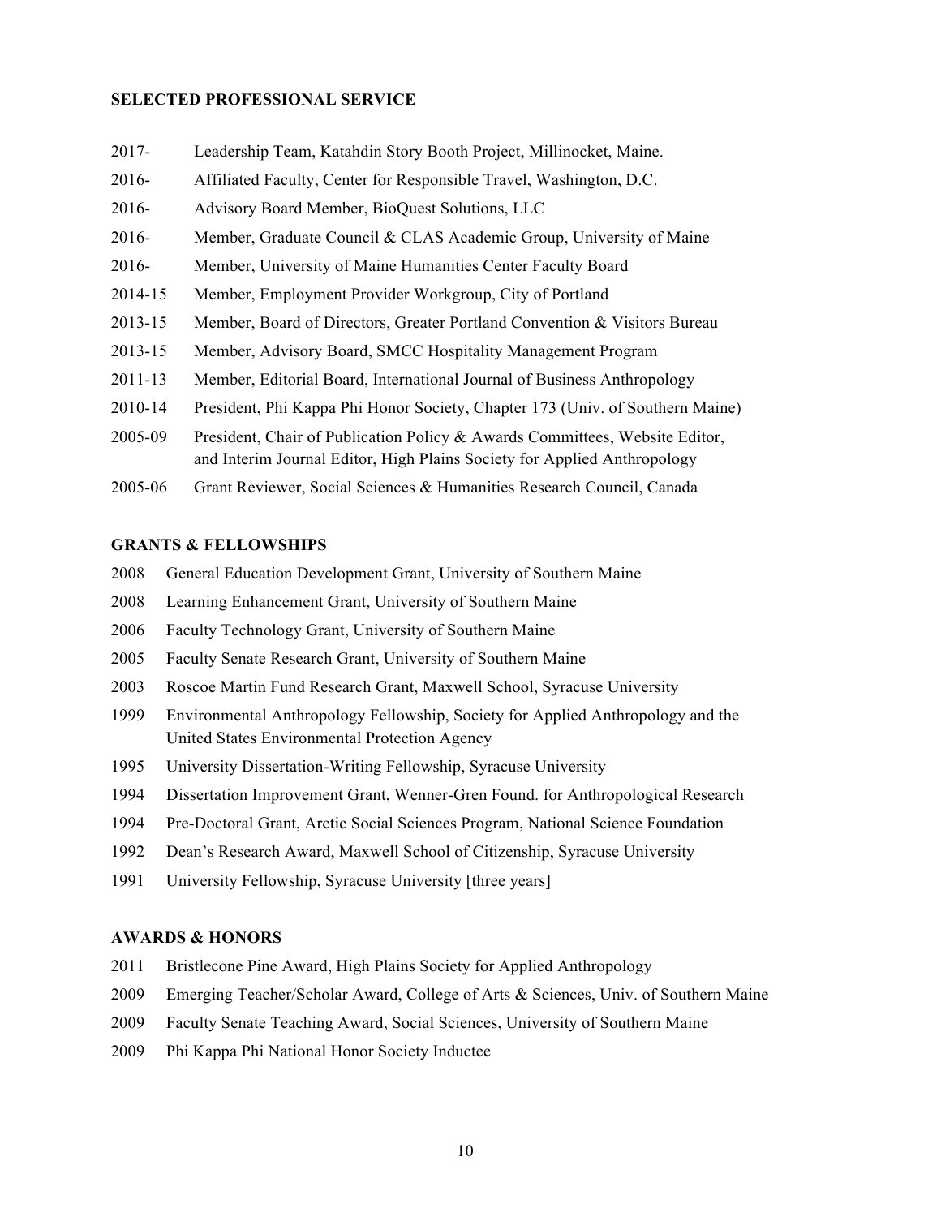## SELECTED PROFESSIONAL SERVICE

2017- Leadership Team, Katahdin Story Booth Project, Millinocket, Maine.

2016- Affiliated Faculty, Center for Responsible Travel, Washington, D.C.

2016- Advisory Board Member, BioQuest Solutions, LLC

2016- Member, Graduate Council & CLAS Academic Group, University of Maine

2016- Member, University of Maine Humanities Center Faculty Board

2014-15 Member, Employment Provider Workgroup, City of Portland

2013-15 Member, Board of Directors, Greater Portland Convention & Visitors Bureau

2013-15 Member, Advisory Board, SMCC Hospitality Management Program

2011-13 Member, Editorial Board, International Journal of Business Anthropology

2010-14 President, Phi Kappa Phi Honor Society, Chapter 173 (Univ. of Southern Maine)

2005-09 President, Chair of Publication Policy & Awards Committees, Website Editor, and Interim Journal Editor, High Plains Society for Applied Anthropology

2005-06 Grant Reviewer, Social Sciences & Humanities Research Council, Canada

## GRANTS & FELLOWSHIPS

2008 General Education Development Grant, University of Southern Maine

2008 Learning Enhancement Grant, University of Southern Maine

2006 Faculty Technology Grant, University of Southern Maine

2005 Faculty Senate Research Grant, University of Southern Maine

2003 Roscoe Martin Fund Research Grant, Maxwell School, Syracuse University

1999 Environmental Anthropology Fellowship, Society for Applied Anthropology and the United States Environmental Protection Agency

1995 University Dissertation-Writing Fellowship, Syracuse University

1994 Dissertation Improvement Grant, Wenner-Gren Found. for Anthropological Research

1994 Pre-Doctoral Grant, Arctic Social Sciences Program, National Science Foundation

1992 Dean's Research Award, Maxwell School of Citizenship, Syracuse University

1991 University Fellowship, Syracuse University [three years]

## AWARDS & HONORS

2011 Bristlecone Pine Award, High Plains Society for Applied Anthropology

2009 Emerging Teacher/Scholar Award, College of Arts & Sciences, Univ. of Southern Maine

2009 Faculty Senate Teaching Award, Social Sciences, University of Southern Maine

2009 Phi Kappa Phi National Honor Society Inductee